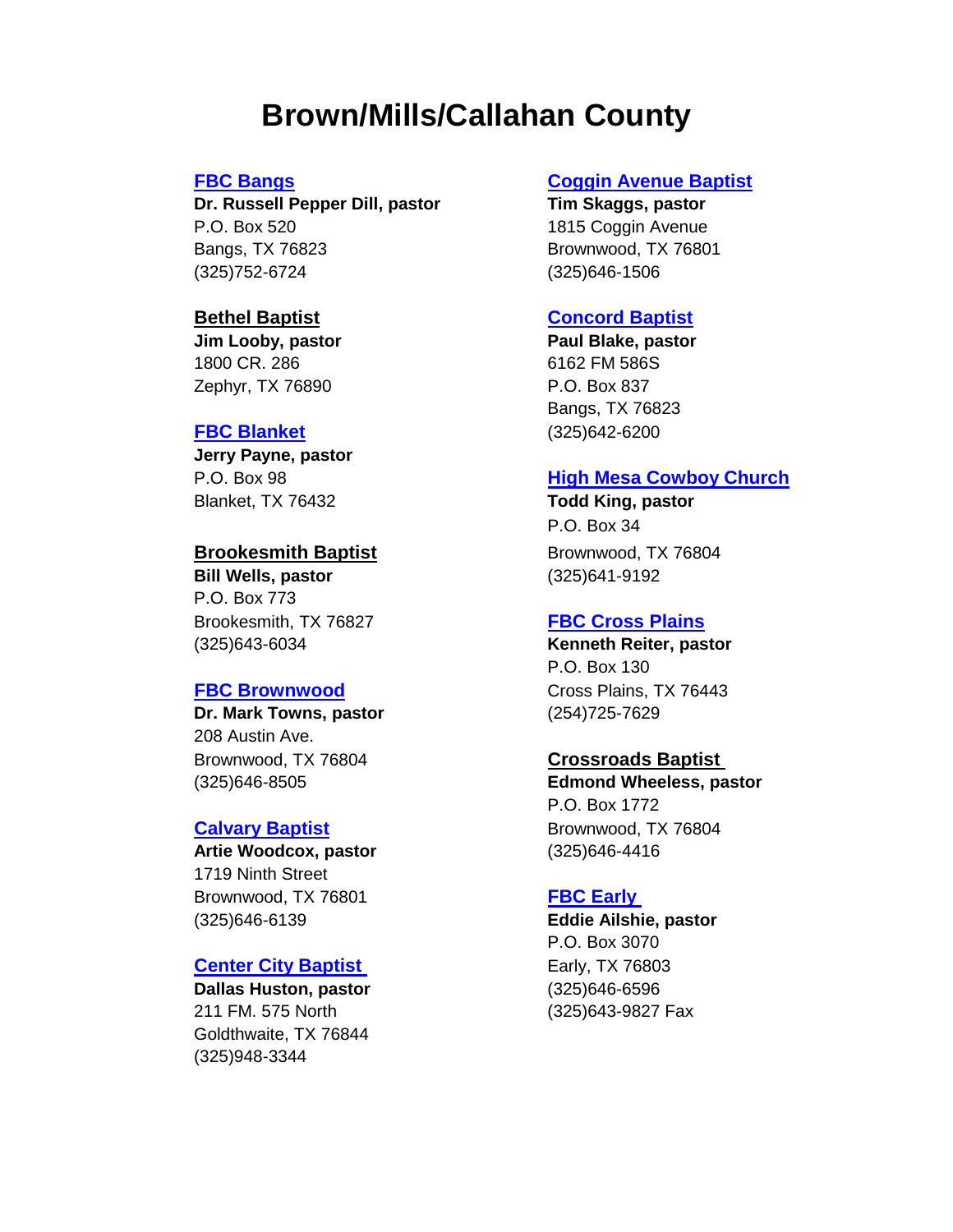# Brown/Mills/Callahan County

**FBC Bangs**
**Dr. Russell Pepper Dill, pastor**
P.O. Box 520
Bangs, TX 76823
(325)752-6724

**Bethel Baptist**
**Jim Looby, pastor**
1800 CR. 286
Zephyr, TX 76890

**FBC Blanket**
**Jerry Payne, pastor**
P.O. Box 98
Blanket, TX 76432

**Brookesmith Baptist**
**Bill Wells, pastor**
P.O. Box 773
Brookesmith, TX 76827
(325)643-6034

**FBC Brownwood**
**Dr. Mark Towns, pastor**
208 Austin Ave.
Brownwood, TX 76804
(325)646-8505

**Calvary Baptist**
**Artie Woodcox, pastor**
1719 Ninth Street
Brownwood, TX 76801
(325)646-6139

**Center City Baptist**
**Dallas Huston, pastor**
211 FM. 575 North
Goldthwaite, TX 76844
(325)948-3344

**Coggin Avenue Baptist**
**Tim Skaggs, pastor**
1815 Coggin Avenue
Brownwood, TX 76801
(325)646-1506

**Concord Baptist**
**Paul Blake, pastor**
6162 FM 586S
P.O. Box 837
Bangs, TX 76823
(325)642-6200

**High Mesa Cowboy Church**
**Todd King, pastor**
P.O. Box 34
Brownwood, TX 76804
(325)641-9192

**FBC Cross Plains**
**Kenneth Reiter, pastor**
P.O. Box 130
Cross Plains, TX 76443
(254)725-7629

**Crossroads Baptist**
**Edmond Wheeless, pastor**
P.O. Box 1772
Brownwood, TX 76804
(325)646-4416

**FBC Early**
**Eddie Ailshie, pastor**
P.O. Box 3070
Early, TX 76803
(325)646-6596
(325)643-9827 Fax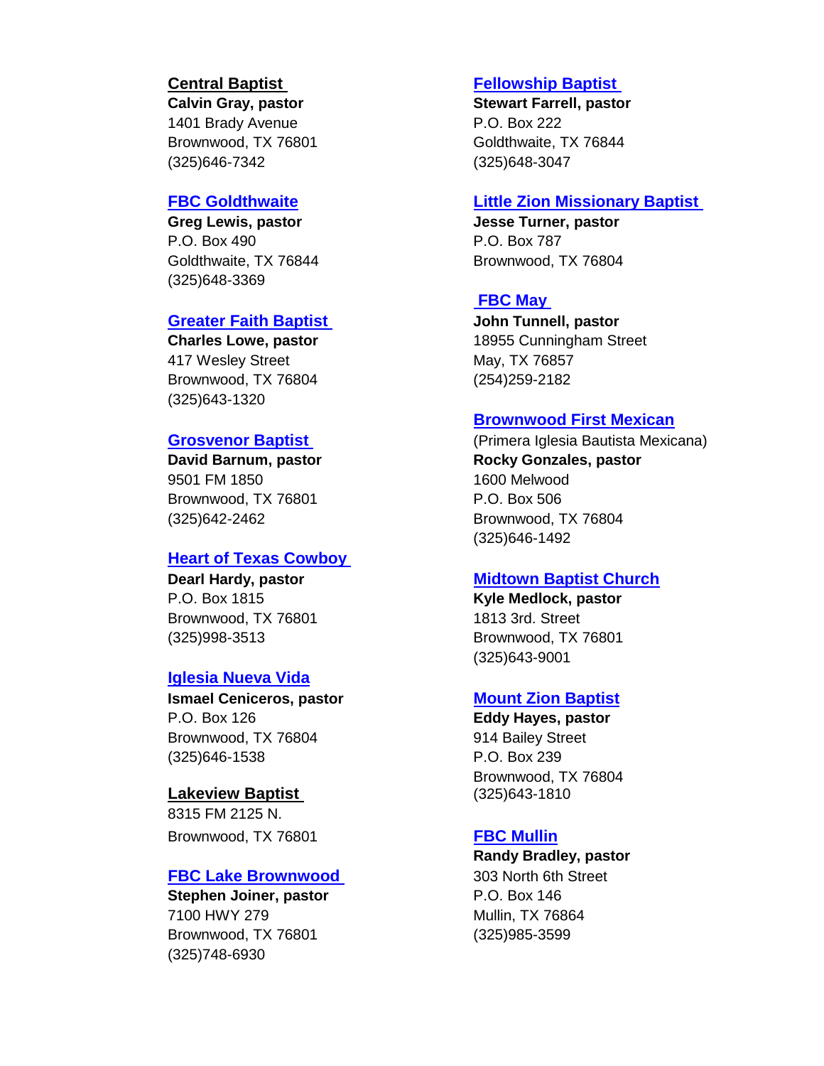**Central Baptist**
**Calvin Gray, pastor**
1401 Brady Avenue
Brownwood, TX 76801
(325)646-7342

**FBC Goldthwaite**
**Greg Lewis, pastor**
P.O. Box 490
Goldthwaite, TX 76844
(325)648-3369

**Greater Faith Baptist**
**Charles Lowe, pastor**
417 Wesley Street
Brownwood, TX 76804
(325)643-1320

**Grosvenor Baptist**
**David Barnum, pastor**
9501 FM 1850
Brownwood, TX 76801
(325)642-2462

**Heart of Texas Cowboy**
**Dearl Hardy, pastor**
P.O. Box 1815
Brownwood, TX 76801
(325)998-3513

**Iglesia Nueva Vida**
**Ismael Ceniceros, pastor**
P.O. Box 126
Brownwood, TX 76804
(325)646-1538

**Lakeview Baptist**
8315 FM 2125 N.
Brownwood, TX 76801

**FBC Lake Brownwood**
**Stephen Joiner, pastor**
7100 HWY 279
Brownwood, TX 76801
(325)748-6930

**Fellowship Baptist**
**Stewart Farrell, pastor**
P.O. Box 222
Goldthwaite, TX 76844
(325)648-3047

**Little Zion Missionary Baptist**
**Jesse Turner, pastor**
P.O. Box 787
Brownwood, TX 76804

**FBC May**
**John Tunnell, pastor**
18955 Cunningham Street
May, TX 76857
(254)259-2182

**Brownwood First Mexican**
(Primera Iglesia Bautista Mexicana)
**Rocky Gonzales, pastor**
1600 Melwood
P.O. Box 506
Brownwood, TX 76804
(325)646-1492

**Midtown Baptist Church**
**Kyle Medlock, pastor**
1813 3rd. Street
Brownwood, TX 76801
(325)643-9001

**Mount Zion Baptist**
**Eddy Hayes, pastor**
914 Bailey Street
P.O. Box 239
Brownwood, TX 76804
(325)643-1810

**FBC Mullin**
**Randy Bradley, pastor**
303 North 6th Street
P.O. Box 146
Mullin, TX 76864
(325)985-3599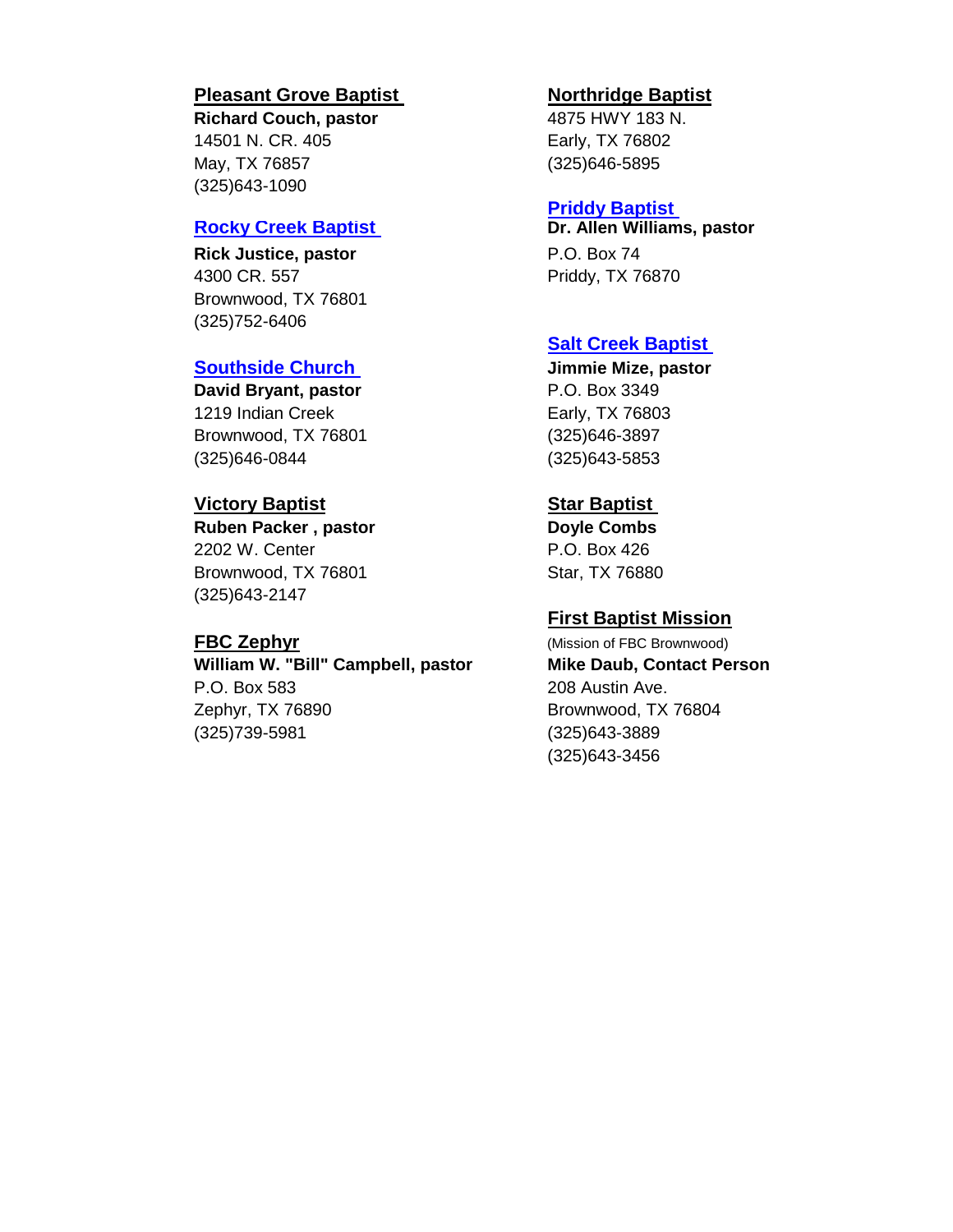**Pleasant Grove Baptist**
**Richard Couch, pastor**
14501 N. CR. 405
May, TX 76857
(325)643-1090

**Rocky Creek Baptist**
**Rick Justice, pastor**
4300 CR. 557
Brownwood, TX 76801
(325)752-6406

**Southside Church**
**David Bryant, pastor**
1219 Indian Creek
Brownwood, TX 76801
(325)646-0844

**Victory Baptist**
**Ruben Packer , pastor**
2202 W. Center
Brownwood, TX 76801
(325)643-2147

**FBC Zephyr**
**William W. "Bill" Campbell, pastor**
P.O. Box 583
Zephyr, TX 76890
(325)739-5981

**Northridge Baptist**
4875 HWY 183 N.
Early, TX 76802
(325)646-5895

**Priddy Baptist**
**Dr. Allen Williams, pastor**
P.O. Box 74
Priddy, TX 76870

**Salt Creek Baptist**
**Jimmie Mize, pastor**
P.O. Box 3349
Early, TX 76803
(325)646-3897
(325)643-5853

**Star Baptist**
**Doyle Combs**
P.O. Box 426
Star, TX 76880

**First Baptist Mission**
(Mission of FBC Brownwood)
**Mike Daub, Contact Person**
208 Austin Ave.
Brownwood, TX 76804
(325)643-3889
(325)643-3456